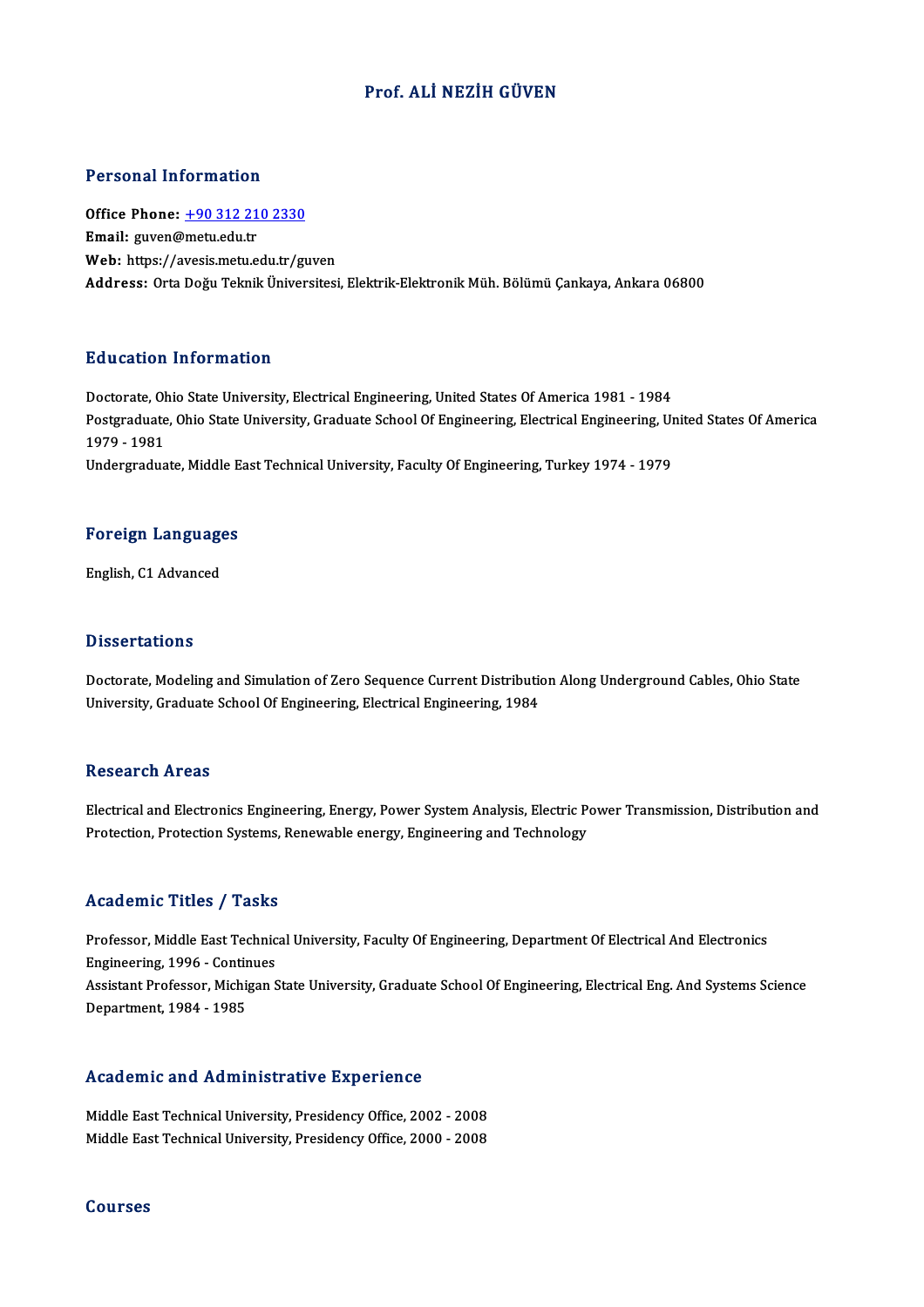# Prof. ALİ NEZİH GÜVEN

## Personal Information

**Office Phone:** +90 312 210 2330
**Email:** guven@metu.edu.tr
**Web:** https://avesis.metu.edu.tr/guven
**Address:** Orta Doğu Teknik Üniversitesi, Elektrik-Elektronik Müh. Bölümü Çankaya, Ankara 06800

## Education Information

Doctorate, Ohio State University, Electrical Engineering, United States Of America 1981 - 1984
Postgraduate, Ohio State University, Graduate School Of Engineering, Electrical Engineering, United States Of America 1979 - 1981
Undergraduate, Middle East Technical University, Faculty Of Engineering, Turkey 1974 - 1979

## Foreign Languages

English, C1 Advanced

## Dissertations

Doctorate, Modeling and Simulation of Zero Sequence Current Distribution Along Underground Cables, Ohio State University, Graduate School Of Engineering, Electrical Engineering, 1984

## Research Areas

Electrical and Electronics Engineering, Energy, Power System Analysis, Electric Power Transmission, Distribution and Protection, Protection Systems, Renewable energy, Engineering and Technology

## Academic Titles / Tasks

Professor, Middle East Technical University, Faculty Of Engineering, Department Of Electrical And Electronics Engineering, 1996 - Continues
Assistant Professor, Michigan State University, Graduate School Of Engineering, Electrical Eng. And Systems Science Department, 1984 - 1985

## Academic and Administrative Experience

Middle East Technical University, Presidency Office, 2002 - 2008
Middle East Technical University, Presidency Office, 2000 - 2008

## Courses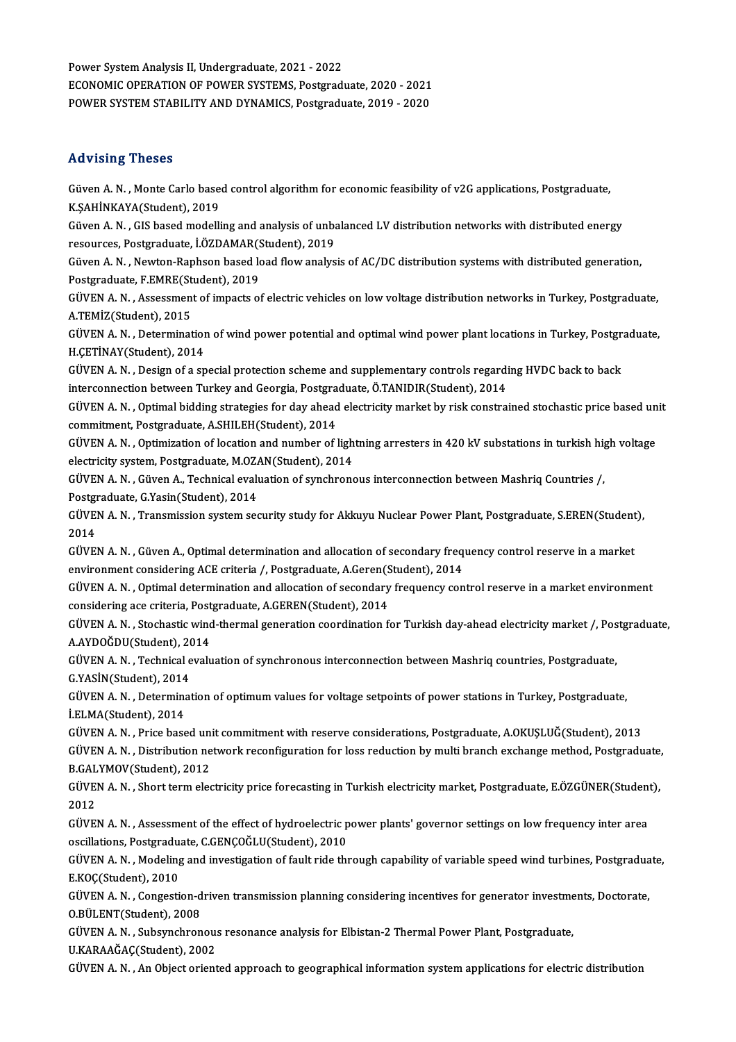Power System Analysis II, Undergraduate, 2021 - 2022
ECONOMIC OPERATION OF POWER SYSTEMS, Postgraduate, 2020 - 2021
POWER SYSTEM STABILITY AND DYNAMICS, Postgraduate, 2019 - 2020

## Advising Theses

Güven A. N. , Monte Carlo based control algorithm for economic feasibility of v2G applications, Postgraduate, K.ŞAHİNKAYA(Student), 2019

Güven A. N. , GIS based modelling and analysis of unbalanced LV distribution networks with distributed energy resources, Postgraduate, İ.ÖZDAMAR(Student), 2019

Güven A. N. , Newton-Raphson based load flow analysis of AC/DC distribution systems with distributed generation, Postgraduate, F.EMRE(Student), 2019

GÜVEN A. N. , Assessment of impacts of electric vehicles on low voltage distribution networks in Turkey, Postgraduate, A.TEMİZ(Student), 2015

GÜVEN A. N. , Determination of wind power potential and optimal wind power plant locations in Turkey, Postgraduate, H.ÇETİNAY(Student), 2014

GÜVEN A. N. , Design of a special protection scheme and supplementary controls regarding HVDC back to back interconnection between Turkey and Georgia, Postgraduate, Ö.TANIDIR(Student), 2014

GÜVEN A. N. , Optimal bidding strategies for day ahead electricity market by risk constrained stochastic price based unit commitment, Postgraduate, A.SHILEH(Student), 2014

GÜVEN A. N. , Optimization of location and number of lightning arresters in 420 kV substations in turkish high voltage electricity system, Postgraduate, M.OZAN(Student), 2014

GÜVEN A. N. , Güven A., Technical evaluation of synchronous interconnection between Mashriq Countries /, Postgraduate, G.Yasin(Student), 2014

GÜVEN A. N. , Transmission system security study for Akkuyu Nuclear Power Plant, Postgraduate, S.EREN(Student), 2014

GÜVEN A. N. , Güven A., Optimal determination and allocation of secondary frequency control reserve in a market environment considering ACE criteria /, Postgraduate, A.Geren(Student), 2014

GÜVEN A. N. , Optimal determination and allocation of secondary frequency control reserve in a market environment considering ace criteria, Postgraduate, A.GEREN(Student), 2014

GÜVEN A. N. , Stochastic wind-thermal generation coordination for Turkish day-ahead electricity market /, Postgraduate, A.AYDOĞDU(Student), 2014

GÜVEN A. N. , Technical evaluation of synchronous interconnection between Mashriq countries, Postgraduate, G.YASİN(Student), 2014

GÜVEN A. N. , Determination of optimum values for voltage setpoints of power stations in Turkey, Postgraduate, İ.ELMA(Student), 2014

GÜVEN A. N. , Price based unit commitment with reserve considerations, Postgraduate, A.OKUŞLUĞ(Student), 2013

GÜVEN A. N. , Distribution network reconfiguration for loss reduction by multi branch exchange method, Postgraduate, B.GALYMOV(Student), 2012

GÜVEN A. N. , Short term electricity price forecasting in Turkish electricity market, Postgraduate, E.ÖZGÜNER(Student), 2012

GÜVEN A. N. , Assessment of the effect of hydroelectric power plants' governor settings on low frequency inter area oscillations, Postgraduate, C.GENÇOĞLU(Student), 2010

GÜVEN A. N. , Modeling and investigation of fault ride through capability of variable speed wind turbines, Postgraduate, E.KOÇ(Student), 2010

GÜVEN A. N. , Congestion-driven transmission planning considering incentives for generator investments, Doctorate, O.BÜLENT(Student), 2008

GÜVEN A. N. , Subsynchronous resonance analysis for Elbistan-2 Thermal Power Plant, Postgraduate, U.KARAAĞAÇ(Student), 2002

GÜVEN A. N. , An Object oriented approach to geographical information system applications for electric distribution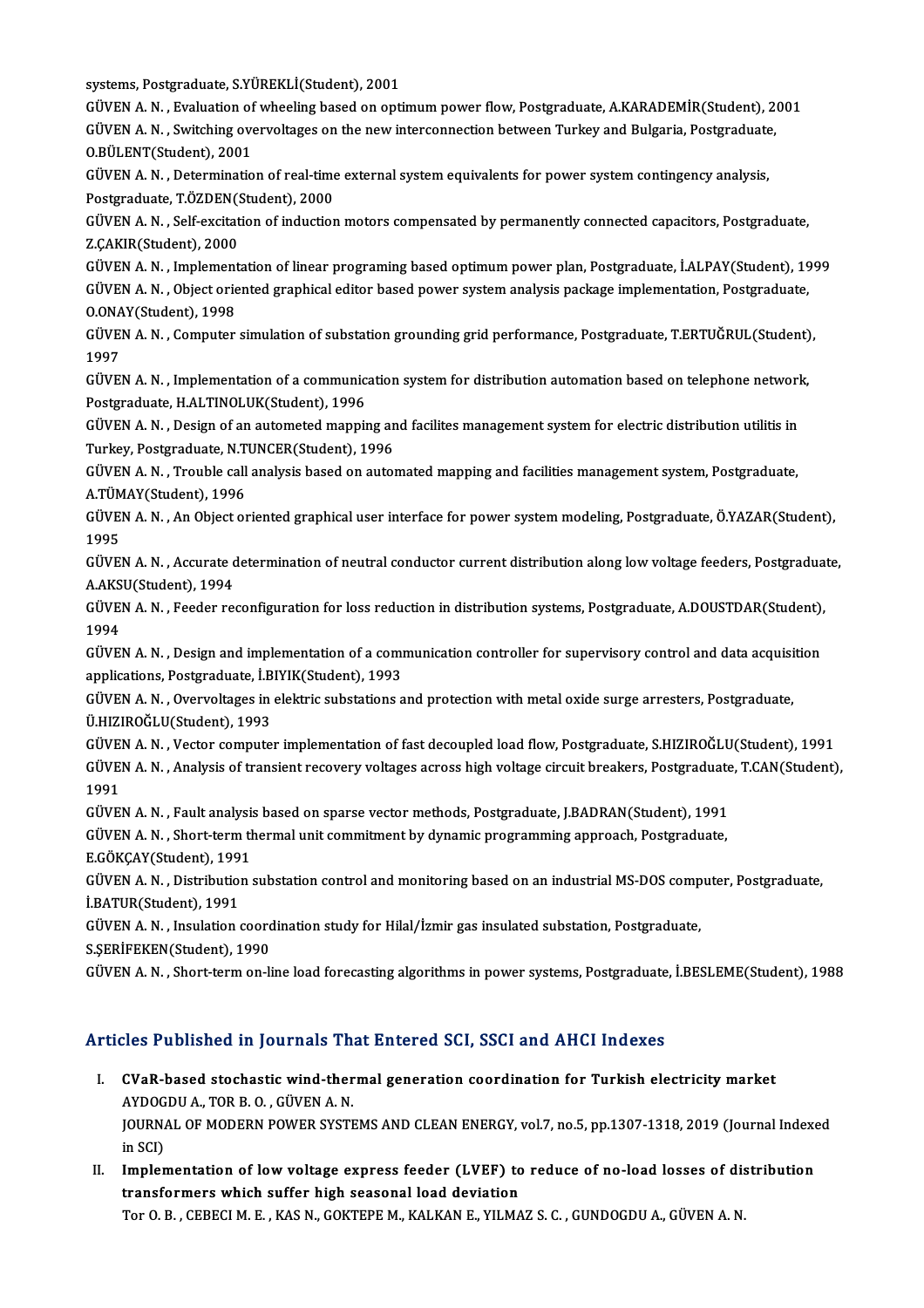systems, Postgraduate, S.YÜREKLİ(Student), 2001

GÜVEN A. N. , Evaluation of wheeling based on optimum power flow, Postgraduate, A.KARADEMİR(Student), 2001

GÜVEN A. N. , Switching overvoltages on the new interconnection between Turkey and Bulgaria, Postgraduate, O.BÜLENT(Student), 2001

GÜVEN A. N. , Determination of real-time external system equivalents for power system contingency analysis, Postgraduate, T.ÖZDEN(Student), 2000

GÜVEN A. N. , Self-excitation of induction motors compensated by permanently connected capacitors, Postgraduate, Z.ÇAKIR(Student), 2000

GÜVEN A. N. , Implementation of linear programing based optimum power plan, Postgraduate, İ.ALPAY(Student), 1999

GÜVEN A. N. , Object oriented graphical editor based power system analysis package implementation, Postgraduate, O.ONAY(Student), 1998

GÜVEN A. N. , Computer simulation of substation grounding grid performance, Postgraduate, T.ERTUĞRUL(Student), 1997

GÜVEN A. N. , Implementation of a communication system for distribution automation based on telephone network, Postgraduate, H.ALTINOLUK(Student), 1996

GÜVEN A. N. , Design of an autometed mapping and facilites management system for electric distribution utilitis in Turkey, Postgraduate, N.TUNCER(Student), 1996

GÜVEN A. N. , Trouble call analysis based on automated mapping and facilities management system, Postgraduate, A.TÜMAY(Student), 1996

GÜVEN A. N. , An Object oriented graphical user interface for power system modeling, Postgraduate, Ö.YAZAR(Student), 1995

GÜVEN A. N. , Accurate determination of neutral conductor current distribution along low voltage feeders, Postgraduate, A.AKSU(Student), 1994

GÜVEN A. N. , Feeder reconfiguration for loss reduction in distribution systems, Postgraduate, A.DOUSTDAR(Student), 1994

GÜVEN A. N. , Design and implementation of a communication controller for supervisory control and data acquisition applications, Postgraduate, İ.BIYIK(Student), 1993

GÜVEN A. N. , Overvoltages in elektric substations and protection with metal oxide surge arresters, Postgraduate, Ü.HIZIROĞLU(Student), 1993

GÜVEN A. N. , Vector computer implementation of fast decoupled load flow, Postgraduate, S.HIZIROĞLU(Student), 1991

GÜVEN A. N. , Analysis of transient recovery voltages across high voltage circuit breakers, Postgraduate, T.CAN(Student), 1991

GÜVEN A. N. , Fault analysis based on sparse vector methods, Postgraduate, J.BADRAN(Student), 1991

GÜVEN A. N. , Short-term thermal unit commitment by dynamic programming approach, Postgraduate, E.GÖKÇAY(Student), 1991

GÜVEN A. N. , Distribution substation control and monitoring based on an industrial MS-DOS computer, Postgraduate, İ.BATUR(Student), 1991

GÜVEN A. N. , Insulation coordination study for Hilal/İzmir gas insulated substation, Postgraduate, S.ŞERİFEKEN(Student), 1990

GÜVEN A. N. , Short-term on-line load forecasting algorithms in power systems, Postgraduate, İ.BESLEME(Student), 1988

## Articles Published in Journals That Entered SCI, SSCI and AHCI Indexes

I. **CVaR-based stochastic wind-thermal generation coordination for Turkish electricity market**
   AYDOGDU A., TOR B. O. , GÜVEN A. N.
   JOURNAL OF MODERN POWER SYSTEMS AND CLEAN ENERGY, vol.7, no.5, pp.1307-1318, 2019 (Journal Indexed in SCI)

II. **Implementation of low voltage express feeder (LVEF) to reduce of no-load losses of distribution transformers which suffer high seasonal load deviation**
   Tor O. B. , CEBECI M. E. , KAS N., GOKTEPE M., KALKAN E., YILMAZ S. C. , GUNDOGDU A., GÜVEN A. N.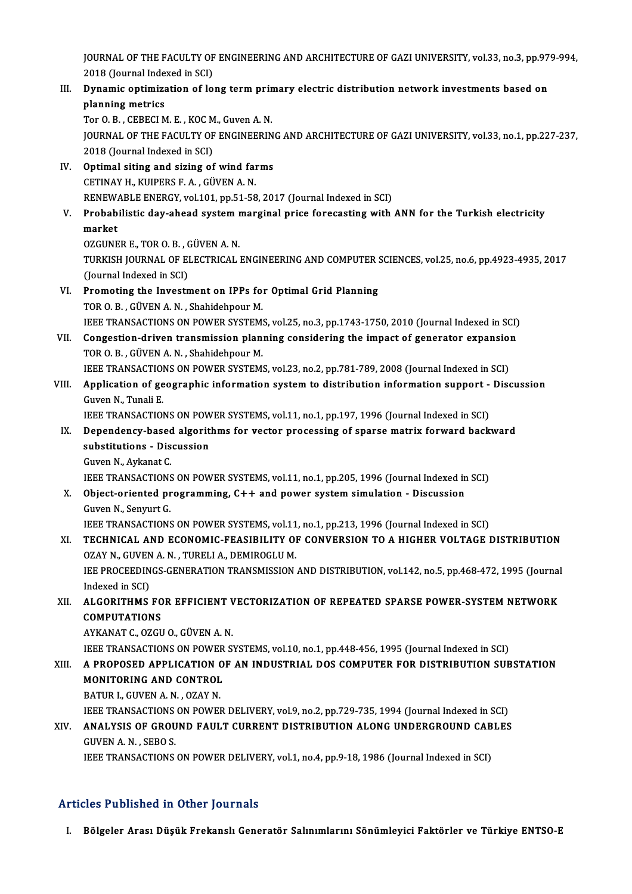JOURNAL OF THE FACULTY OF ENGINEERING AND ARCHITECTURE OF GAZI UNIVERSITY, vol.33, no.3, pp.979-994, 2018 (Journal Indexed in SCI)

III. **Dynamic optimization of long term primary electric distribution network investments based on planning metrics**
Tor O. B. , CEBECI M. E. , KOC M., Guven A. N.
JOURNAL OF THE FACULTY OF ENGINEERING AND ARCHITECTURE OF GAZI UNIVERSITY, vol.33, no.1, pp.227-237, 2018 (Journal Indexed in SCI)

IV. **Optimal siting and sizing of wind farms**
CETINAY H., KUIPERS F. A. , GÜVEN A. N.
RENEWABLE ENERGY, vol.101, pp.51-58, 2017 (Journal Indexed in SCI)

V. **Probabilistic day-ahead system marginal price forecasting with ANN for the Turkish electricity market**
OZGUNER E., TOR O. B. , GÜVEN A. N.
TURKISH JOURNAL OF ELECTRICAL ENGINEERING AND COMPUTER SCIENCES, vol.25, no.6, pp.4923-4935, 2017 (Journal Indexed in SCI)

VI. **Promoting the Investment on IPPs for Optimal Grid Planning**
TOR O. B. , GÜVEN A. N. , Shahidehpour M.
IEEE TRANSACTIONS ON POWER SYSTEMS, vol.25, no.3, pp.1743-1750, 2010 (Journal Indexed in SCI)

VII. **Congestion-driven transmission planning considering the impact of generator expansion**
TOR O. B. , GÜVEN A. N. , Shahidehpour M.
IEEE TRANSACTIONS ON POWER SYSTEMS, vol.23, no.2, pp.781-789, 2008 (Journal Indexed in SCI)

VIII. **Application of geographic information system to distribution information support - Discussion**
Guven N., Tunali E.
IEEE TRANSACTIONS ON POWER SYSTEMS, vol.11, no.1, pp.197, 1996 (Journal Indexed in SCI)

IX. **Dependency-based algorithms for vector processing of sparse matrix forward backward substitutions - Discussion**
Guven N., Aykanat C.
IEEE TRANSACTIONS ON POWER SYSTEMS, vol.11, no.1, pp.205, 1996 (Journal Indexed in SCI)

X. **Object-oriented programming, C++ and power system simulation - Discussion**
Guven N., Senyurt G.
IEEE TRANSACTIONS ON POWER SYSTEMS, vol.11, no.1, pp.213, 1996 (Journal Indexed in SCI)

XI. **TECHNICAL AND ECONOMIC-FEASIBILITY OF CONVERSION TO A HIGHER VOLTAGE DISTRIBUTION**
OZAY N., GUVEN A. N. , TURELI A., DEMIROGLU M.
IEE PROCEEDINGS-GENERATION TRANSMISSION AND DISTRIBUTION, vol.142, no.5, pp.468-472, 1995 (Journal Indexed in SCI)

XII. **ALGORITHMS FOR EFFICIENT VECTORIZATION OF REPEATED SPARSE POWER-SYSTEM NETWORK COMPUTATIONS**
AYKANAT C., OZGU O., GÜVEN A. N.
IEEE TRANSACTIONS ON POWER SYSTEMS, vol.10, no.1, pp.448-456, 1995 (Journal Indexed in SCI)

XIII. **A PROPOSED APPLICATION OF AN INDUSTRIAL DOS COMPUTER FOR DISTRIBUTION SUBSTATION MONITORING AND CONTROL**
BATUR I., GUVEN A. N. , OZAY N.
IEEE TRANSACTIONS ON POWER DELIVERY, vol.9, no.2, pp.729-735, 1994 (Journal Indexed in SCI)

XIV. **ANALYSIS OF GROUND FAULT CURRENT DISTRIBUTION ALONG UNDERGROUND CABLES**
GUVEN A. N. , SEBO S.
IEEE TRANSACTIONS ON POWER DELIVERY, vol.1, no.4, pp.9-18, 1986 (Journal Indexed in SCI)

## Articles Published in Other Journals

I. **Bölgeler Arası Düşük Frekanslı Generatör Salınımlarını Sönümleyici Faktörler ve Türkiye ENTSO-E**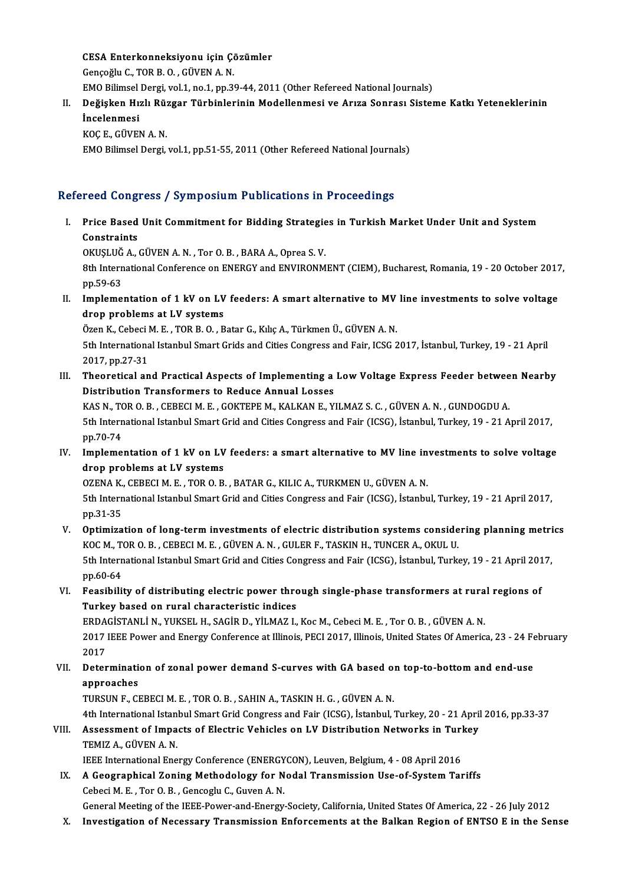CESA Enterkonneksiyonu için Çözümler
Gençoğlu C., TOR B. O. , GÜVEN A. N.
EMO Bilimsel Dergi, vol.1, no.1, pp.39-44, 2011 (Other Refereed National Journals)

II. **Değişken Hızlı Rüzgar Türbinlerinin Modellenmesi ve Arıza Sonrası Sisteme Katkı Yeteneklerinin İncelenmesi**
KOÇ E., GÜVEN A. N.
EMO Bilimsel Dergi, vol.1, pp.51-55, 2011 (Other Refereed National Journals)

## Refereed Congress / Symposium Publications in Proceedings

I. **Price Based Unit Commitment for Bidding Strategies in Turkish Market Under Unit and System Constraints**
OKUŞLUĞ A., GÜVEN A. N. , Tor O. B. , BARA A., Oprea S. V.
8th International Conference on ENERGY and ENVIRONMENT (CIEM), Bucharest, Romania, 19 - 20 October 2017, pp.59-63

II. **Implementation of 1 kV on LV feeders: A smart alternative to MV line investments to solve voltage drop problems at LV systems**
Özen K., Cebeci M. E. , TOR B. O. , Batar G., Kılıç A., Türkmen Ü., GÜVEN A. N.
5th International Istanbul Smart Grids and Cities Congress and Fair, ICSG 2017, İstanbul, Turkey, 19 - 21 April 2017, pp.27-31

III. **Theoretical and Practical Aspects of Implementing a Low Voltage Express Feeder between Nearby Distribution Transformers to Reduce Annual Losses**
KAS N., TOR O. B. , CEBECI M. E. , GOKTEPE M., KALKAN E., YILMAZ S. C. , GÜVEN A. N. , GUNDOGDU A.
5th International Istanbul Smart Grid and Cities Congress and Fair (ICSG), İstanbul, Turkey, 19 - 21 April 2017, pp.70-74

IV. **Implementation of 1 kV on LV feeders: a smart alternative to MV line investments to solve voltage drop problems at LV systems**
OZENA K., CEBECI M. E. , TOR O. B. , BATAR G., KILIC A., TURKMEN U., GÜVEN A. N.
5th International Istanbul Smart Grid and Cities Congress and Fair (ICSG), İstanbul, Turkey, 19 - 21 April 2017, pp.31-35

V. **Optimization of long-term investments of electric distribution systems considering planning metrics**
KOC M., TOR O. B. , CEBECI M. E. , GÜVEN A. N. , GULER F., TASKIN H., TUNCER A., OKUL U.
5th International Istanbul Smart Grid and Cities Congress and Fair (ICSG), İstanbul, Turkey, 19 - 21 April 2017, pp.60-64

VI. **Feasibility of distributing electric power through single-phase transformers at rural regions of Turkey based on rural characteristic indices**
ERDAGİSTANLİ N., YUKSEL H., SAGİR D., YİLMAZ I., Koc M., Cebeci M. E. , Tor O. B. , GÜVEN A. N.
2017 IEEE Power and Energy Conference at Illinois, PECI 2017, Illinois, United States Of America, 23 - 24 February 2017

VII. **Determination of zonal power demand S-curves with GA based on top-to-bottom and end-use approaches**
TURSUN F., CEBECI M. E. , TOR O. B. , SAHIN A., TASKIN H. G. , GÜVEN A. N.
4th International Istanbul Smart Grid Congress and Fair (ICSG), İstanbul, Turkey, 20 - 21 April 2016, pp.33-37

VIII. **Assessment of Impacts of Electric Vehicles on LV Distribution Networks in Turkey**
TEMIZ A., GÜVEN A. N.
IEEE International Energy Conference (ENERGYCON), Leuven, Belgium, 4 - 08 April 2016

IX. **A Geographical Zoning Methodology for Nodal Transmission Use-of-System Tariffs**
Cebeci M. E. , Tor O. B. , Gencoglu C., Guven A. N.
General Meeting of the IEEE-Power-and-Energy-Society, California, United States Of America, 22 - 26 July 2012

X. **Investigation of Necessary Transmission Enforcements at the Balkan Region of ENTSO E in the Sense**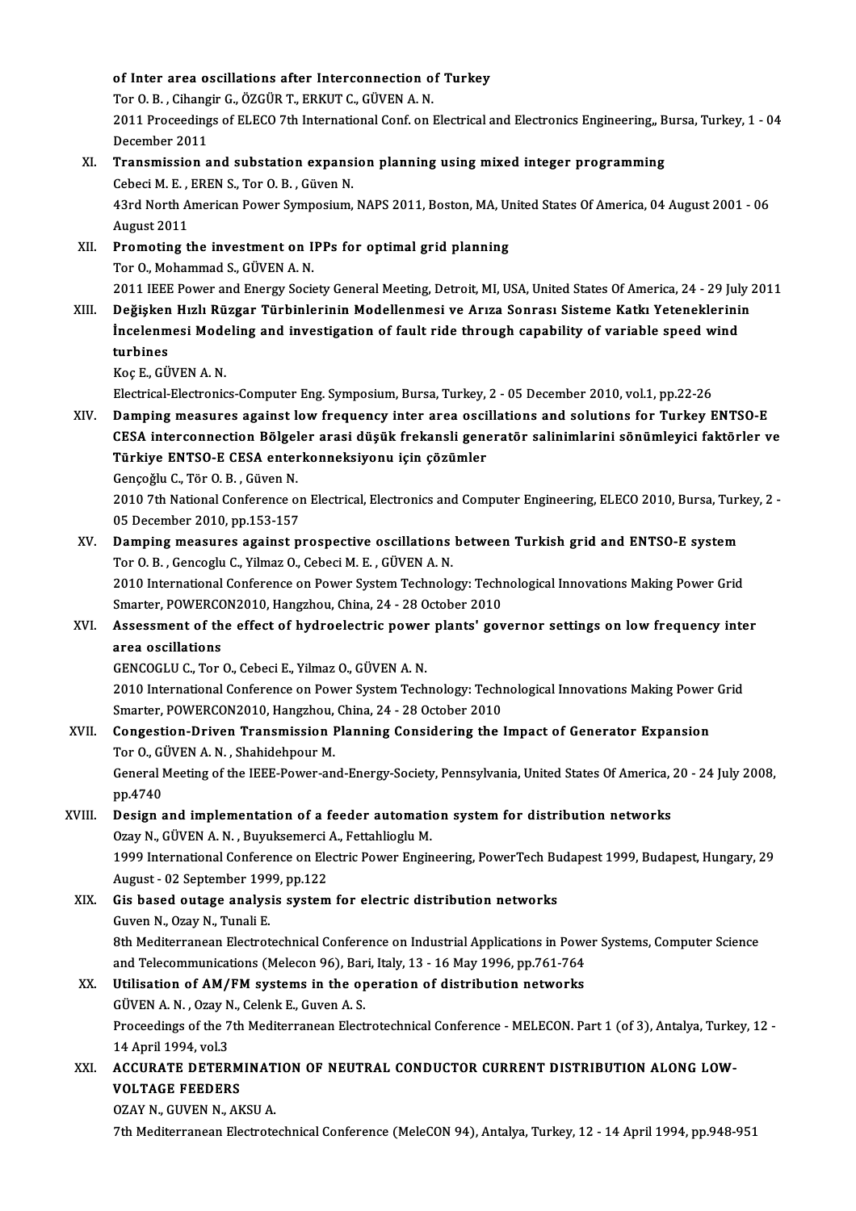**of Inter area oscillations after Interconnection of Turkey**
Tor O. B. , Cihangir G., ÖZGÜR T., ERKUT C., GÜVEN A. N.
2011 Proceedings of ELECO 7th International Conf. on Electrical and Electronics Engineering,, Bursa, Turkey, 1 - 04 December 2011

XI. **Transmission and substation expansion planning using mixed integer programming**
Cebeci M. E. , EREN S., Tor O. B. , Güven N.
43rd North American Power Symposium, NAPS 2011, Boston, MA, United States Of America, 04 August 2001 - 06 August 2011

XII. **Promoting the investment on IPPs for optimal grid planning**
Tor O., Mohammad S., GÜVEN A. N.
2011 IEEE Power and Energy Society General Meeting, Detroit, MI, USA, United States Of America, 24 - 29 July 2011

XIII. **Değişken Hızlı Rüzgar Türbinlerinin Modellenmesi ve Arıza Sonrası Sisteme Katkı Yeteneklerinin İncelenmesi Modeling and investigation of fault ride through capability of variable speed wind turbines**
Koç E., GÜVEN A. N.
Electrical-Electronics-Computer Eng. Symposium, Bursa, Turkey, 2 - 05 December 2010, vol.1, pp.22-26

XIV. **Damping measures against low frequency inter area oscillations and solutions for Turkey ENTSO-E CESA interconnection Bölgeler arasi düşük frekansli generatör salinimlarini sönümleyici faktörler ve Türkiye ENTSO-E CESA enterkonneksiyonu için çözümler**
Gençoğlu C., Tör O. B. , Güven N.
2010 7th National Conference on Electrical, Electronics and Computer Engineering, ELECO 2010, Bursa, Turkey, 2 - 05 December 2010, pp.153-157

XV. **Damping measures against prospective oscillations between Turkish grid and ENTSO-E system**
Tor O. B. , Gencoglu C., Yilmaz O., Cebeci M. E. , GÜVEN A. N.
2010 International Conference on Power System Technology: Technological Innovations Making Power Grid Smarter, POWERCON2010, Hangzhou, China, 24 - 28 October 2010

XVI. **Assessment of the effect of hydroelectric power plants' governor settings on low frequency inter area oscillations**
GENCOGLU C., Tor O., Cebeci E., Yilmaz O., GÜVEN A. N.
2010 International Conference on Power System Technology: Technological Innovations Making Power Grid Smarter, POWERCON2010, Hangzhou, China, 24 - 28 October 2010

XVII. **Congestion-Driven Transmission Planning Considering the Impact of Generator Expansion**
Tor O., GÜVEN A. N. , Shahidehpour M.
General Meeting of the IEEE-Power-and-Energy-Society, Pennsylvania, United States Of America, 20 - 24 July 2008, pp.4740

XVIII. **Design and implementation of a feeder automation system for distribution networks**
Ozay N., GÜVEN A. N. , Buyuksemerci A., Fettahlioglu M.
1999 International Conference on Electric Power Engineering, PowerTech Budapest 1999, Budapest, Hungary, 29 August - 02 September 1999, pp.122

XIX. **Gis based outage analysis system for electric distribution networks**
Guven N., Ozay N., Tunali E.
8th Mediterranean Electrotechnical Conference on Industrial Applications in Power Systems, Computer Science and Telecommunications (Melecon 96), Bari, Italy, 13 - 16 May 1996, pp.761-764

XX. **Utilisation of AM/FM systems in the operation of distribution networks**
GÜVEN A. N. , Ozay N., Celenk E., Guven A. S.
Proceedings of the 7th Mediterranean Electrotechnical Conference - MELECON. Part 1 (of 3), Antalya, Turkey, 12 - 14 April 1994, vol.3

XXI. **ACCURATE DETERMINATION OF NEUTRAL CONDUCTOR CURRENT DISTRIBUTION ALONG LOW-VOLTAGE FEEDERS**
OZAY N., GUVEN N., AKSU A.
7th Mediterranean Electrotechnical Conference (MeleCON 94), Antalya, Turkey, 12 - 14 April 1994, pp.948-951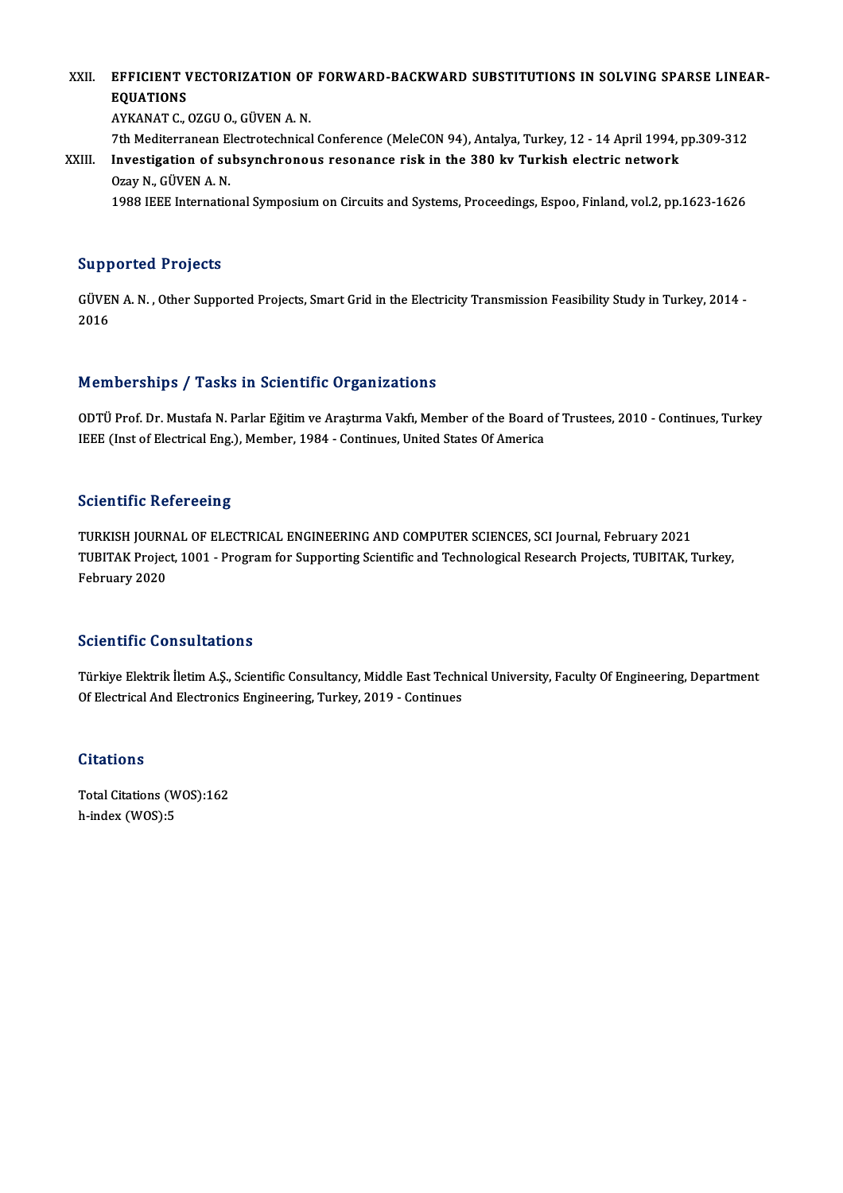XXII. **EFFICIENT VECTORIZATION OF FORWARD-BACKWARD SUBSTITUTIONS IN SOLVING SPARSE LINEAR-EQUATIONS**
AYKANAT C., OZGU O., GÜVEN A. N.
7th Mediterranean Electrotechnical Conference (MeleCON 94), Antalya, Turkey, 12 - 14 April 1994, pp.309-312

XXIII. **Investigation of subsynchronous resonance risk in the 380 kv Turkish electric network**
Ozay N., GÜVEN A. N.
1988 IEEE International Symposium on Circuits and Systems, Proceedings, Espoo, Finland, vol.2, pp.1623-1626

## Supported Projects

GÜVEN A. N. , Other Supported Projects, Smart Grid in the Electricity Transmission Feasibility Study in Turkey, 2014 - 2016

## Memberships / Tasks in Scientific Organizations

ODTÜ Prof. Dr. Mustafa N. Parlar Eğitim ve Araştırma Vakfı, Member of the Board of Trustees, 2010 - Continues, Turkey
IEEE (Inst of Electrical Eng.), Member, 1984 - Continues, United States Of America

## Scientific Refereeing

TURKISH JOURNAL OF ELECTRICAL ENGINEERING AND COMPUTER SCIENCES, SCI Journal, February 2021
TUBITAK Project, 1001 - Program for Supporting Scientific and Technological Research Projects, TUBITAK, Turkey, February 2020

## Scientific Consultations

Türkiye Elektrik İletim A.Ş., Scientific Consultancy, Middle East Technical University, Faculty Of Engineering, Department Of Electrical And Electronics Engineering, Turkey, 2019 - Continues

## Citations

Total Citations (WOS):162
h-index (WOS):5